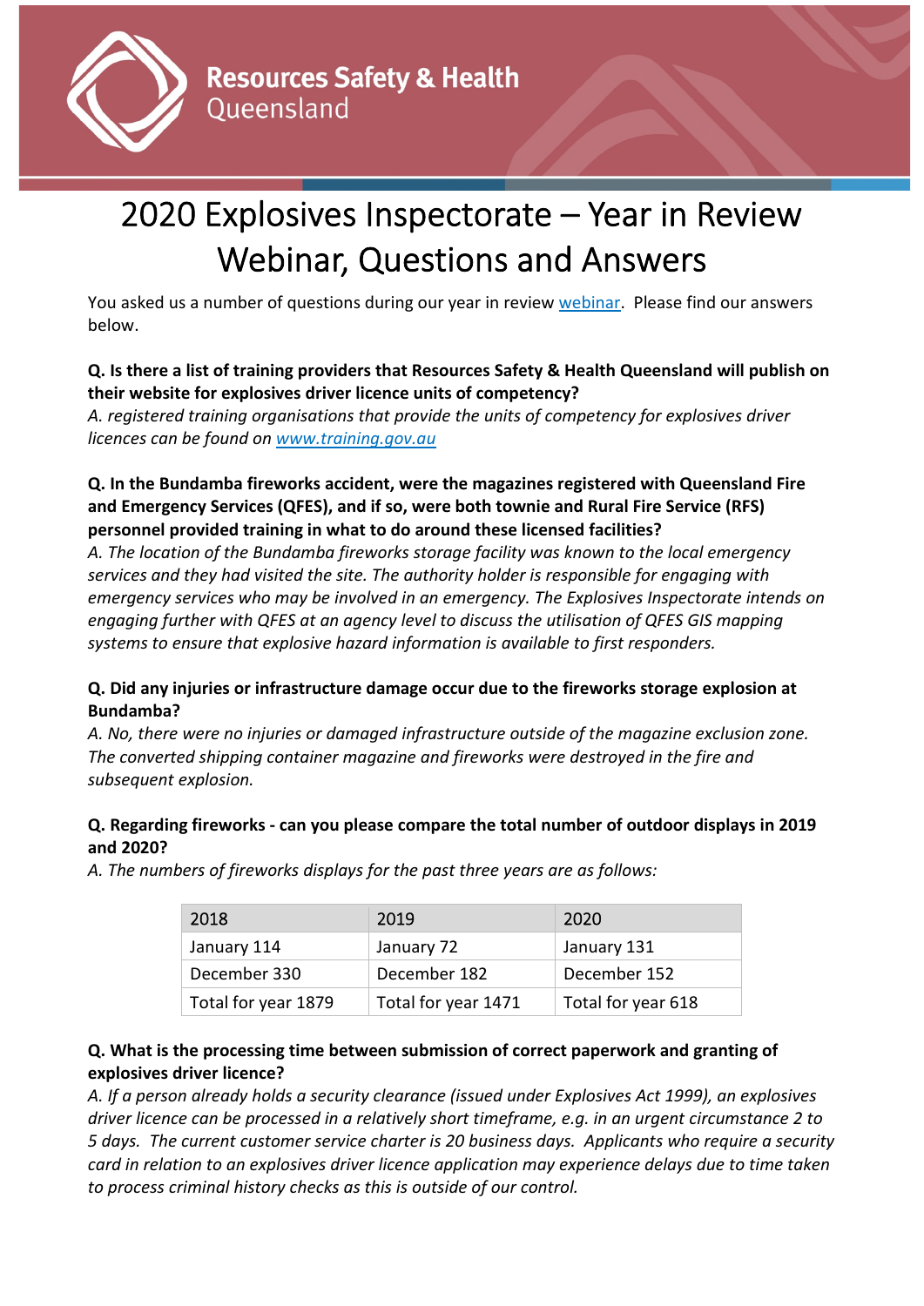# 2020 Explosives Inspectorate – Year in Review Webinar, Questions and Answers

You asked us a number of questions during our year in review [webinar](webinar). Please find our answers below.

**Q. Is there a list of training providers that Resources Safety & Health Queensland will publish on their website for explosives driver licence units of competency?**

*A. registered training organisations that provide the units of competency for explosives driver licences can be found on [www.training.gov.au](http://www.training.gov.au)*

**Q. In the Bundamba fireworks accident, were the magazines registered with Queensland Fire and Emergency Services (QFES), and if so, were both townie and Rural Fire Service (RFS) personnel provided training in what to do around these licensed facilities?**

*A. The location of the Bundamba fireworks storage facility was known to the local emergency services and they had visited the site. The authority holder is responsible for engaging with emergency services who may be involved in an emergency. The Explosives Inspectorate intends on engaging further with QFES at an agency level to discuss the utilisation of QFES GIS mapping systems to ensure that explosive hazard information is available to first responders.*

**Q. Did any injuries or infrastructure damage occur due to the fireworks storage explosion at Bundamba?**

*A. No, there were no injuries or damaged infrastructure outside of the magazine exclusion zone. The converted shipping container magazine and fireworks were destroyed in the fire and subsequent explosion.*

**Q. Regarding fireworks - can you please compare the total number of outdoor displays in 2019 and 2020?**

*A. The numbers of fireworks displays for the past three years are as follows:*

| 2018 | 2019 | 2020 |
|---|---|---|
| January 114 | January 72 | January 131 |
| December 330 | December 182 | December 152 |
| Total for year 1879 | Total for year 1471 | Total for year 618 |

**Q. What is the processing time between submission of correct paperwork and granting of explosives driver licence?**

*A. If a person already holds a security clearance (issued under Explosives Act 1999), an explosives driver licence can be processed in a relatively short timeframe, e.g. in an urgent circumstance 2 to 5 days. The current customer service charter is 20 business days. Applicants who require a security card in relation to an explosives driver licence application may experience delays due to time taken to process criminal history checks as this is outside of our control.*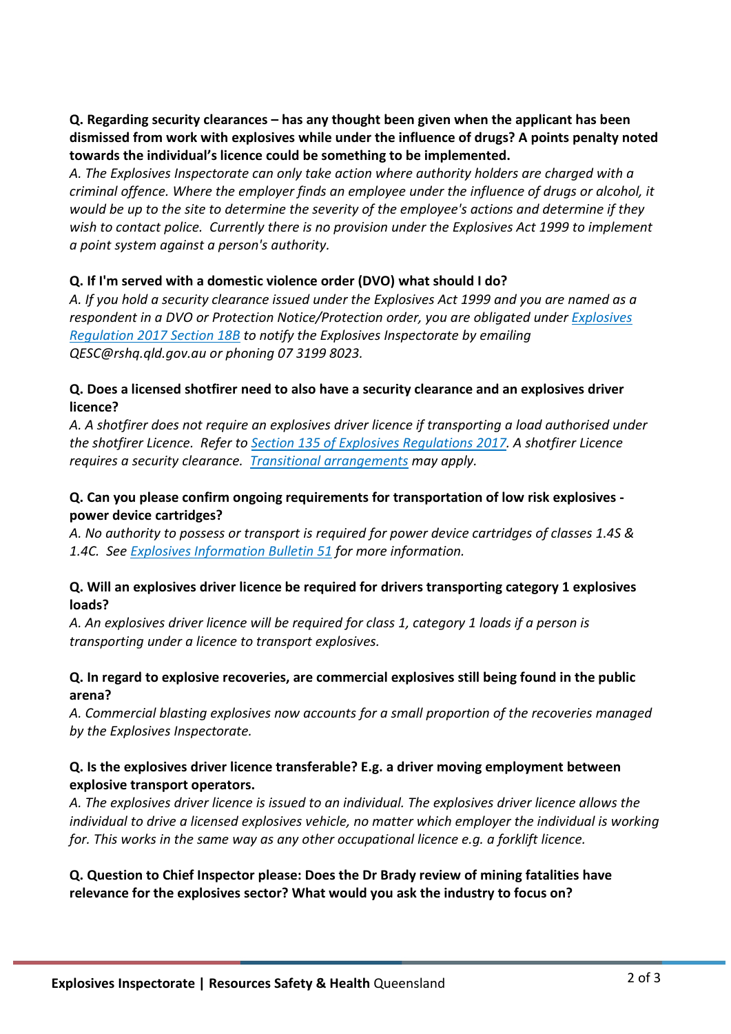**Q. Regarding security clearances – has any thought been given when the applicant has been dismissed from work with explosives while under the influence of drugs? A points penalty noted towards the individual's licence could be something to be implemented.**

*A. The Explosives Inspectorate can only take action where authority holders are charged with a criminal offence. Where the employer finds an employee under the influence of drugs or alcohol, it would be up to the site to determine the severity of the employee's actions and determine if they wish to contact police. Currently there is no provision under the Explosives Act 1999 to implement a point system against a person's authority.*

**Q. If I'm served with a domestic violence order (DVO) what should I do?**

*A. If you hold a security clearance issued under the Explosives Act 1999 and you are named as a respondent in a DVO or Protection Notice/Protection order, you are obligated under Explosives Regulation 2017 Section 18B to notify the Explosives Inspectorate by emailing QESC@rshq.qld.gov.au or phoning 07 3199 8023.*

**Q. Does a licensed shotfirer need to also have a security clearance and an explosives driver licence?**

*A. A shotfirer does not require an explosives driver licence if transporting a load authorised under the shotfirer Licence. Refer to Section 135 of Explosives Regulations 2017. A shotfirer Licence requires a security clearance. Transitional arrangements may apply.*

**Q. Can you please confirm ongoing requirements for transportation of low risk explosives - power device cartridges?**

*A. No authority to possess or transport is required for power device cartridges of classes 1.4S & 1.4C. See Explosives Information Bulletin 51 for more information.*

**Q. Will an explosives driver licence be required for drivers transporting category 1 explosives loads?**

*A. An explosives driver licence will be required for class 1, category 1 loads if a person is transporting under a licence to transport explosives.*

**Q. In regard to explosive recoveries, are commercial explosives still being found in the public arena?**

*A. Commercial blasting explosives now accounts for a small proportion of the recoveries managed by the Explosives Inspectorate.*

**Q. Is the explosives driver licence transferable? E.g. a driver moving employment between explosive transport operators.**

*A. The explosives driver licence is issued to an individual. The explosives driver licence allows the individual to drive a licensed explosives vehicle, no matter which employer the individual is working for. This works in the same way as any other occupational licence e.g. a forklift licence.*

**Q. Question to Chief Inspector please: Does the Dr Brady review of mining fatalities have relevance for the explosives sector? What would you ask the industry to focus on?**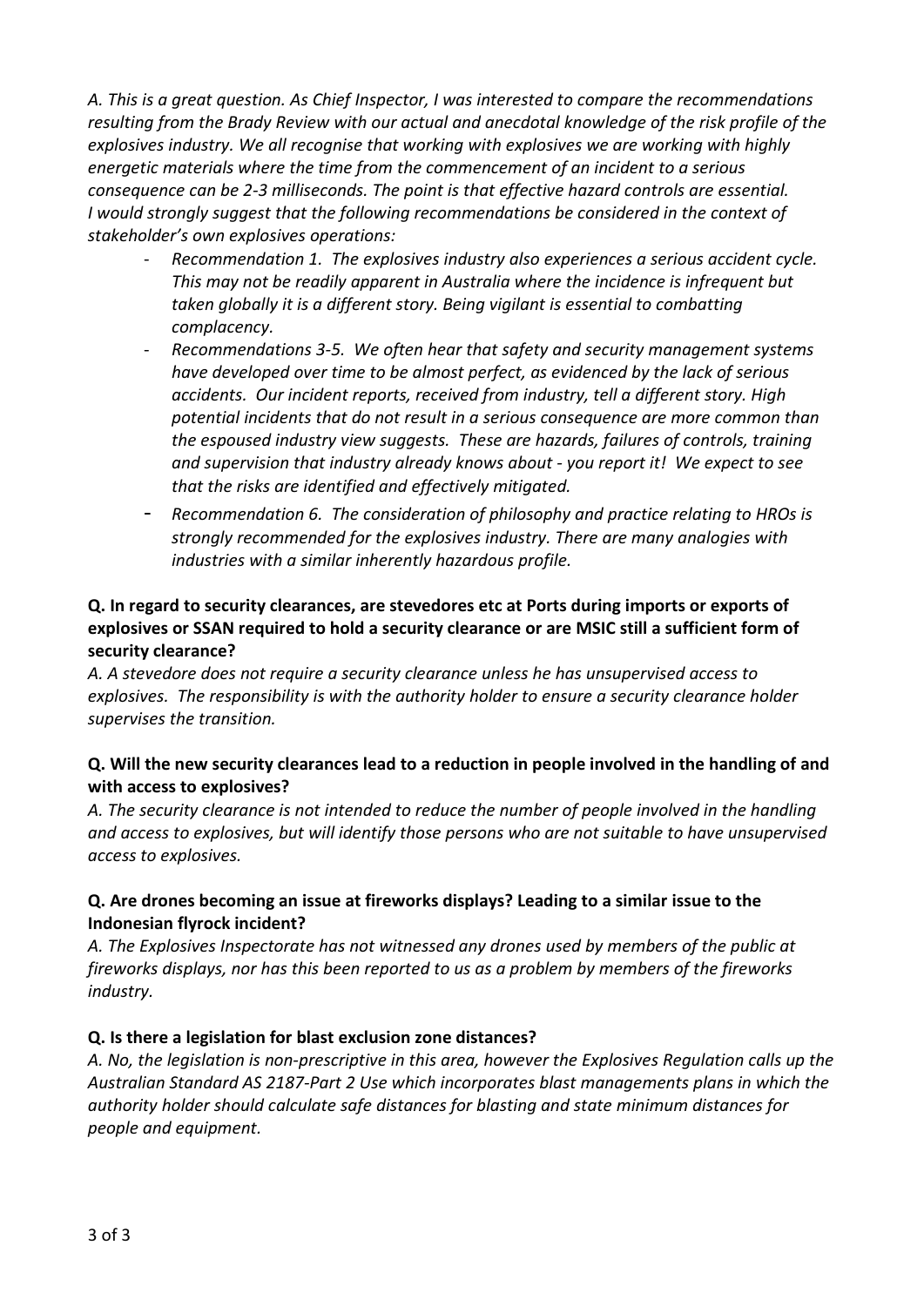*A. This is a great question. As Chief Inspector, I was interested to compare the recommendations resulting from the Brady Review with our actual and anecdotal knowledge of the risk profile of the explosives industry. We all recognise that working with explosives we are working with highly energetic materials where the time from the commencement of an incident to a serious consequence can be 2-3 milliseconds. The point is that effective hazard controls are essential. I would strongly suggest that the following recommendations be considered in the context of stakeholder's own explosives operations:*

- *Recommendation 1. The explosives industry also experiences a serious accident cycle. This may not be readily apparent in Australia where the incidence is infrequent but taken globally it is a different story. Being vigilant is essential to combatting complacency.*
- *Recommendations 3-5. We often hear that safety and security management systems have developed over time to be almost perfect, as evidenced by the lack of serious accidents. Our incident reports, received from industry, tell a different story. High potential incidents that do not result in a serious consequence are more common than the espoused industry view suggests. These are hazards, failures of controls, training and supervision that industry already knows about - you report it! We expect to see that the risks are identified and effectively mitigated.*
- *Recommendation 6. The consideration of philosophy and practice relating to HROs is strongly recommended for the explosives industry. There are many analogies with industries with a similar inherently hazardous profile.*

**Q. In regard to security clearances, are stevedores etc at Ports during imports or exports of explosives or SSAN required to hold a security clearance or are MSIC still a sufficient form of security clearance?**

*A. A stevedore does not require a security clearance unless he has unsupervised access to explosives. The responsibility is with the authority holder to ensure a security clearance holder supervises the transition.*

**Q. Will the new security clearances lead to a reduction in people involved in the handling of and with access to explosives?**

*A. The security clearance is not intended to reduce the number of people involved in the handling and access to explosives, but will identify those persons who are not suitable to have unsupervised access to explosives.*

**Q. Are drones becoming an issue at fireworks displays? Leading to a similar issue to the Indonesian flyrock incident?**

*A. The Explosives Inspectorate has not witnessed any drones used by members of the public at fireworks displays, nor has this been reported to us as a problem by members of the fireworks industry.*

**Q. Is there a legislation for blast exclusion zone distances?**

*A. No, the legislation is non-prescriptive in this area, however the Explosives Regulation calls up the Australian Standard AS 2187-Part 2 Use which incorporates blast managements plans in which the authority holder should calculate safe distances for blasting and state minimum distances for people and equipment.*